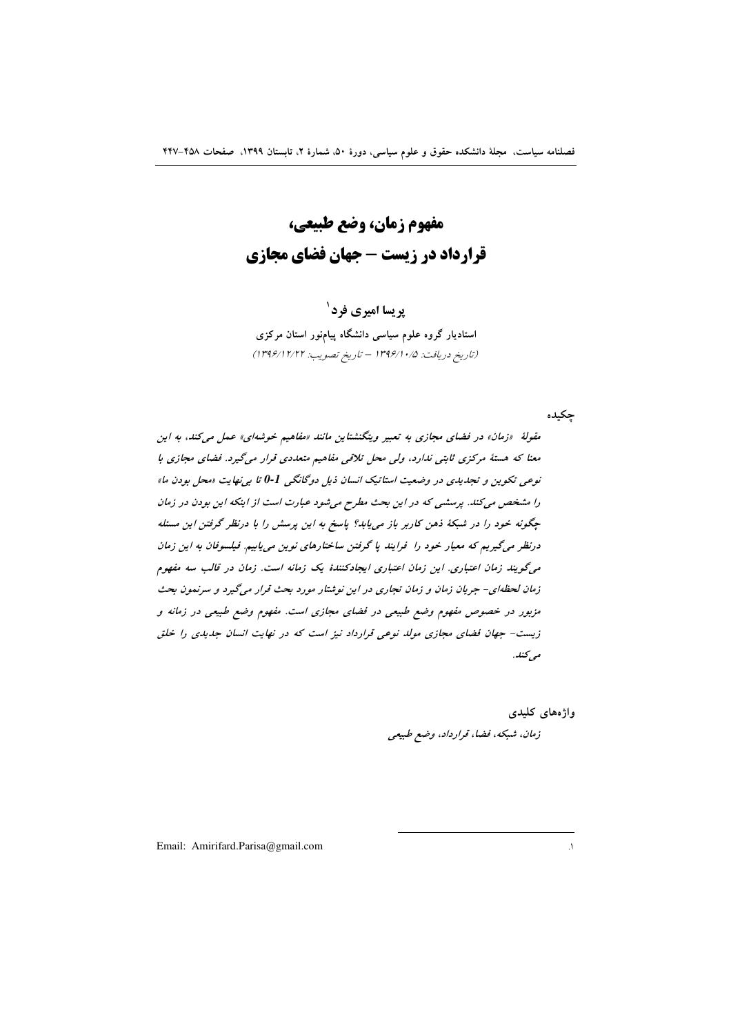# مفهوم زمان، وضع طبیعی، قرارداد در زیست – جهان فضای مجازی

**پریسا امیری فرد**[1]

**استادیار گروه علوم سیاسی دانشگاه پیام‌نور استان مرکزی**

*(تاریخ دریافت: ۱۳۹۶/۱۰/۵ – تاریخ تصویب: ۱۳۹۶/۱۲/۲۲)*

## چکیده

*مقولهٔ «زمان» در فضای مجازی به تعبیر ویتگنشتاین مانند «مفاهیم خوشه‌ای» عمل می‌کند، به این معنا که هستهٔ مرکزی ثابتی ندارد، ولی محل تلاقی مفاهیم متعددی قرار می‌گیرد. فضای مجازی با نوعی تکوین و تجدیدی در وضعیت استاتیک انسان ذیل دوگانگی 1-0 تا بی‌نهایت «محل بودن ما» را مشخص می‌کند. پرسشی که در این بحث مطرح می‌شود عبارت است از اینکه این بودن در زمان چگونه خود را در شبکهٔ ذهن کاربر باز می‌یابد؟ پاسخ به این پرسش را با درنظر گرفتن این مسئله درنظر می‌گیریم که معیار خود را فرایند پا گرفتن ساختارهای نوین می‌یابیم. فیلسوفان به این زمان می‌گویند زمان اعتباری. این زمان اعتباری ایجادکنندهٔ یک زمانه است. زمان در قالب سه مفهوم زمان لحظه‌ای- جریان زمان و زمان تجاری در این نوشتار مورد بحث قرار می‌گیرد و سرنمون بحث مزبور در خصوص مفهوم وضع طبیعی در فضای مجازی است. مفهوم وضع طبیعی در زمانه و زیست- جهان فضای مجازی مولد نوعی قرارداد نیز است که در نهایت انسان جدیدی را خلق می‌کند.*

## واژه‌های کلیدی

*زمان، شبکه، فضا، قرارداد، وضع طبیعی*

---

[1]. Email: Amirifard.Parisa@gmail.com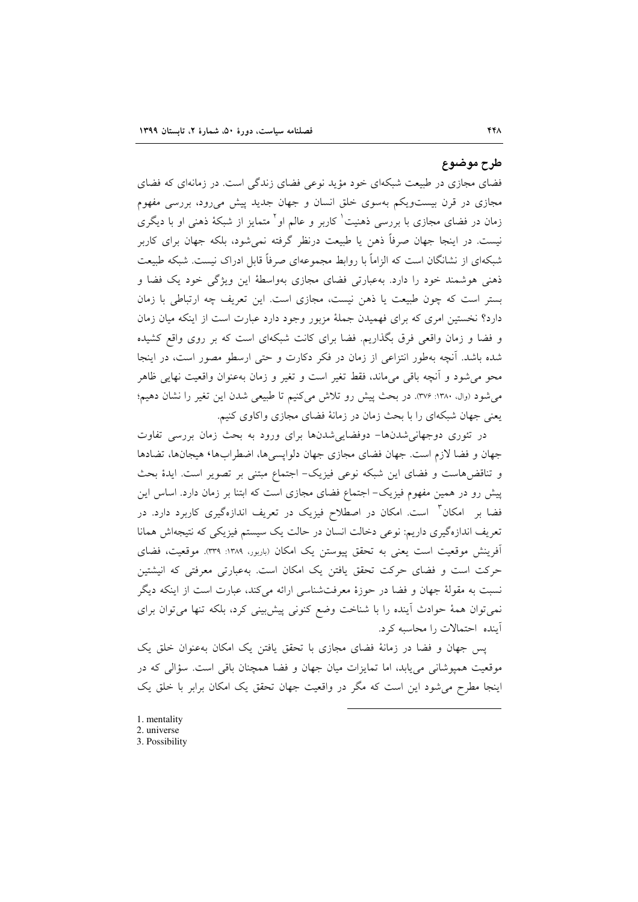## طرح موضوع

فضای مجازی در طبیعت شبکه‌ای خود مؤید نوعی فضای زندگی است. در زمانه‌ای که فضای مجازی در قرن بیست‌ویکم به‌سوی خلق انسان و جهان جدید پیش می‌رود، بررسی مفهوم زمان در فضای مجازی با بررسی ذهنیت[1] کاربر و عالم او[2] متمایز از شبکهٔ ذهنی او با دیگری نیست. در اینجا جهان صرفاً ذهن یا طبیعت درنظر گرفته نمی‌شود، بلکه جهان برای کاربر شبکه‌ای از نشانگان است که الزاماً با روابط مجموعه‌ای صرفاً قابل ادراک نیست. شبکه طبیعت ذهنی هوشمند خود را دارد. به‌عبارتی فضای مجازی به‌واسطهٔ این ویژگی خود یک فضا و بستر است که چون طبیعت یا ذهن نیست، مجازی است. این تعریف چه ارتباطی با زمان دارد؟ نخستین امری که برای فهمیدن جملهٔ مزبور وجود دارد عبارت است از اینکه میان زمان و فضا و زمان واقعی فرق بگذاریم. فضا برای کانت شبکه‌ای است که بر روی واقع کشیده شده باشد. آنچه به‌طور انتزاعی از زمان در فکر دکارت و حتی ارسطو مصور است، در اینجا محو می‌شود و آنچه باقی می‌ماند، فقط تغیر است و تغیر و زمان به‌عنوان واقعیت نهایی ظاهر می‌شود (وال، ۱۳۸۰: ۳۷۶). در بحث پیش رو تلاش می‌کنیم تا طبیعی شدن این تغیر را نشان دهیم؛ یعنی جهان شبکه‌ای را با بحث زمان در زمانهٔ فضای مجازی واکاوی کنیم.

در تئوری دوجهانی‌شدن‌ها- دوفضایی‌شدن‌ها برای ورود به بحث زمان بررسی تفاوت جهان و فضا لازم است. جهان فضای مجازی جهان دلواپسی‌ها، اضطراب‌ها، هیجان‌ها، تضادها و تناقض‌هاست و فضای این شبکه نوعی فیزیک- اجتماع مبتنی بر تصویر است. ایدهٔ بحث پیش رو در همین مفهوم فیزیک- اجتماع فضای مجازی است که ابتنا بر زمان دارد. اساس این فضا بر امکان[3] است. امکان در اصطلاح فیزیک در تعریف اندازه‌گیری کاربرد دارد. در تعریف اندازه‌گیری داریم: نوعی دخالت انسان در حالت یک سیستم فیزیکی که نتیجه‌اش همانا آفرینش موقعیت است یعنی به تحقق پیوستن یک امکان (باربور، ۱۳۸۹: ۳۳۹). موقعیت، فضای حرکت است و فضای تحقق یافتن یک امکان است. به‌عبارتی معرفتی که انیشتین نسبت به مقولهٔ جهان و فضا در حوزهٔ معرفت‌شناسی ارائه می‌کند، عبارت است از اینکه دیگر نمی‌توان همهٔ حوادث آینده را با شناخت وضع کنونی پیش‌بینی کرد، بلکه تنها می‌توان برای آینده احتمالات را محاسبه کرد.

پس جهان و فضا در زمانهٔ فضای مجازی با تحقق یافتن یک امکان به‌عنوان خلق یک موقعیت همپوشانی می‌یابد، اما تمایزات میان جهان و فضا همچنان باقی است. سؤالی که در اینجا مطرح می‌شود این است که مگر در واقعیت جهان تحقق یک امکان برابر با خلق یک

---

1. mentality
2. universe
3. Possibility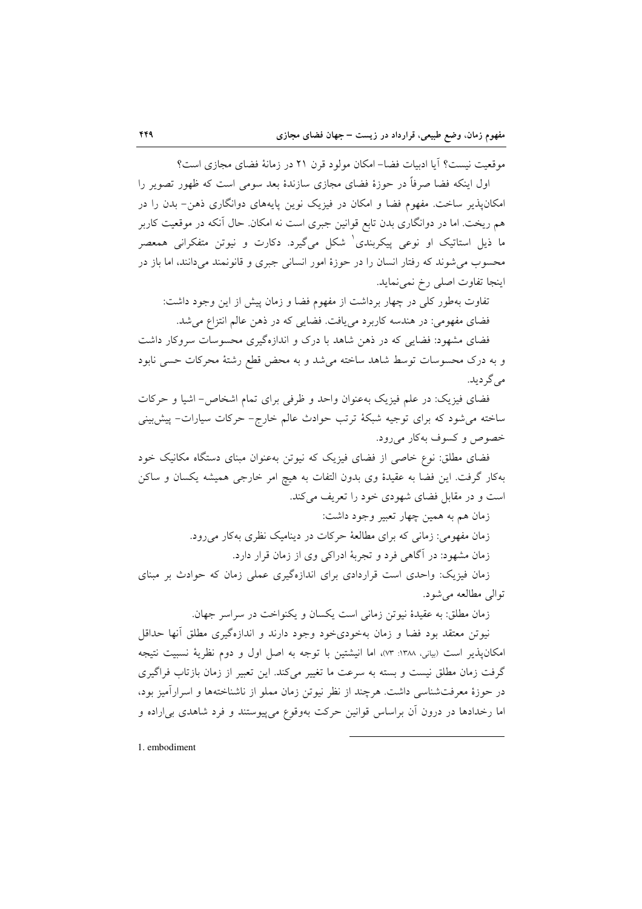موقعیت نیست؟ آیا ادبیات فضا- امکان مولود قرن ۲۱ در زمانهٔ فضای مجازی است؟

اول اینکه فضا صرفاً در حوزهٔ فضای مجازی سازندهٔ بعد سومی است که ظهور تصویر را امکان‌پذیر ساخت. مفهوم فضا و امکان در فیزیک نوین پایه‌های دوانگاری ذهن- بدن را در هم ریخت. اما در دوانگاری بدن تابع قوانین جبری است نه امکان. حال آنکه در موقعیت کاربر ما ذیل استاتیک او نوعی پیکربندی[1] شکل می‌گیرد. دکارت و نیوتن متفکرانی همعصر محسوب می‌شوند که رفتار انسان را در حوزهٔ امور انسانی جبری و قانونمند می‌دانند، اما باز در اینجا تفاوت اصلی رخ نمی‌نماید.

تفاوت به‌طور کلی در چهار برداشت از مفهوم فضا و زمان پیش از این وجود داشت:

فضای مفهومی: در هندسه کاربرد می‌یافت. فضایی که در ذهن عالم انتزاع می‌شد.

فضای مشهود: فضایی که در ذهن شاهد با درک و اندازه‌گیری محسوسات سروکار داشت و به درک محسوسات توسط شاهد ساخته می‌شد و به محض قطع رشتهٔ محرکات حسی نابود می‌گردید.

فضای فیزیک: در علم فیزیک به‌عنوان واحد و ظرفی برای تمام اشخاص- اشیا و حرکات ساخته می‌شود که برای توجیه شبکهٔ ترتب حوادث عالم خارج- حرکات سیارات- پیش‌بینی خصوص و کسوف به‌کار می‌رود.

فضای مطلق: نوع خاصی از فضای فیزیک که نیوتن به‌عنوان مبنای دستگاه مکانیک خود به‌کار گرفت. این فضا به عقیدهٔ وی بدون التفات به هیچ امر خارجی همیشه یکسان و ساکن است و در مقابل فضای شهودی خود را تعریف می‌کند.

زمان هم به همین چهار تعبیر وجود داشت:

زمان مفهومی: زمانی که برای مطالعهٔ حرکات در دینامیک نظری به‌کار می‌رود.

زمان مشهود: در آگاهی فرد و تجربهٔ ادراکی وی از زمان قرار دارد.

زمان فیزیک: واحدی است قراردادی برای اندازه‌گیری عملی زمان که حوادث بر مبنای توالی مطالعه می‌شود.

زمان مطلق: به عقیدهٔ نیوتن زمانی است یکسان و یکنواخت در سراسر جهان.

نیوتن معتقد بود فضا و زمان به‌خودی‌خود وجود دارند و اندازه‌گیری مطلق آنها حداقل امکان‌پذیر است (بیانی، ۱۳۸۸: ۷۳)، اما انیشتین با توجه به اصل اول و دوم نظریهٔ نسبیت نتیجه گرفت زمان مطلق نیست و بسته به سرعت ما تغییر می‌کند. این تعبیر از زمان بازتاب فراگیری در حوزهٔ معرفت‌شناسی داشت. هرچند از نظر نیوتن زمان مملو از ناشناخته‌ها و اسرارآمیز بود، اما رخدادها در درون آن براساس قوانین حرکت به‌وقوع می‌پیوستند و فرد شاهدی بی‌اراده و

---

1. embodiment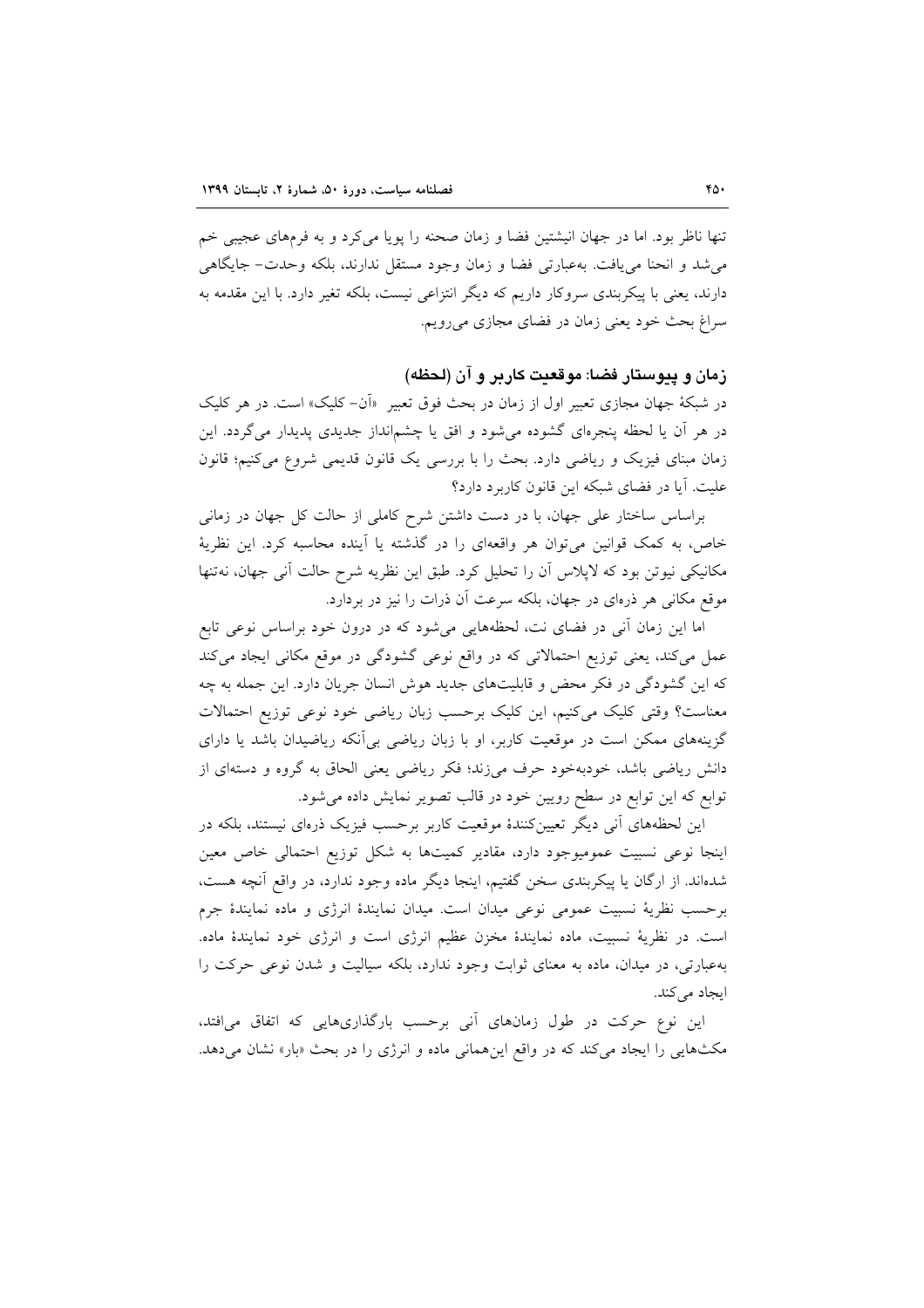تنها ناظر بود. اما در جهان انیشتین فضا و زمان صحنه را پویا می‌کرد و به فرم‌های عجیبی خم می‌شد و انحنا می‌یافت. به‌عبارتی فضا و زمان وجود مستقل ندارند، بلکه وحدت- جایگاهی دارند، یعنی با پیکربندی سروکار داریم که دیگر انتزاعی نیست، بلکه تغیر دارد. با این مقدمه به سراغ بحث خود یعنی زمان در فضای مجازی می‌رویم.

## زمان و پیوستار فضا: موقعیت کاربر و آن (لحظه)

در شبکهٔ جهان مجازی تعبیر اول از زمان در بحث فوق تعبیر «آن- کلیک» است. در هر کلیک در هر آن یا لحظه پنجره‌ای گشوده می‌شود و افق یا چشم‌انداز جدیدی پدیدار می‌گردد. این زمان مبنای فیزیک و ریاضی دارد. بحث را با بررسی یک قانون قدیمی شروع می‌کنیم؛ قانون علیت. آیا در فضای شبکه این قانون کاربرد دارد؟

براساس ساختار علی جهان، با در دست داشتن شرح کاملی از حالت کل جهان در زمانی خاص، به کمک قوانین می‌توان هر واقعه‌ای را در گذشته یا آینده محاسبه کرد. این نظریهٔ مکانیکی نیوتن بود که لاپلاس آن را تحلیل کرد. طبق این نظریه شرح حالت آنی جهان، نه‌تنها موقع مکانی هر ذره‌ای در جهان، بلکه سرعت آن ذرات را نیز در بردارد.

اما این زمان آنی در فضای نت، لحظه‌هایی می‌شود که در درون خود براساس نوعی تابع عمل می‌کند، یعنی توزیع احتمالاتی که در واقع نوعی گشودگی در موقع مکانی ایجاد می‌کند که این گشودگی در فکر محض و قابلیت‌های جدید هوش انسان جریان دارد. این جمله به چه معناست؟ وقتی کلیک می‌کنیم، این کلیک برحسب زبان ریاضی خود نوعی توزیع احتمالات گزینه‌های ممکن است در موقعیت کاربر، او با زبان ریاضی بی‌آنکه ریاضیدان باشد یا دارای دانش ریاضی باشد، خودبه‌خود حرف می‌زند؛ فکر ریاضی یعنی الحاق به گروه و دسته‌ای از توابع که این توابع در سطح رویین خود در قالب تصویر نمایش داده می‌شود.

این لحظه‌های آنی دیگر تعیین‌کنندهٔ موقعیت کاربر برحسب فیزیک ذره‌ای نیستند، بلکه در اینجا نوعی نسبیت عمومیوجود دارد، مقادیر کمیت‌ها به شکل توزیع احتمالی خاص معین شده‌اند. از ارگان یا پیکربندی سخن گفتیم، اینجا دیگر ماده وجود ندارد، در واقع آنچه هست، برحسب نظریهٔ نسبیت عمومی نوعی میدان است. میدان نمایندهٔ انرژی و ماده نمایندهٔ جرم است. در نظریهٔ نسبیت، ماده نمایندهٔ مخزن عظیم انرژی است و انرژی خود نمایندهٔ ماده. به‌عبارتی، در میدان، ماده به معنای ثوابت وجود ندارد، بلکه سیالیت و شدن نوعی حرکت را ایجاد می‌کند.

این نوع حرکت در طول زمان‌های آنی برحسب بارگذاری‌هایی که اتفاق می‌افتد، مکث‌هایی را ایجاد می‌کند که در واقع این‌همانی ماده و انرژی را در بحث «بار» نشان می‌دهد.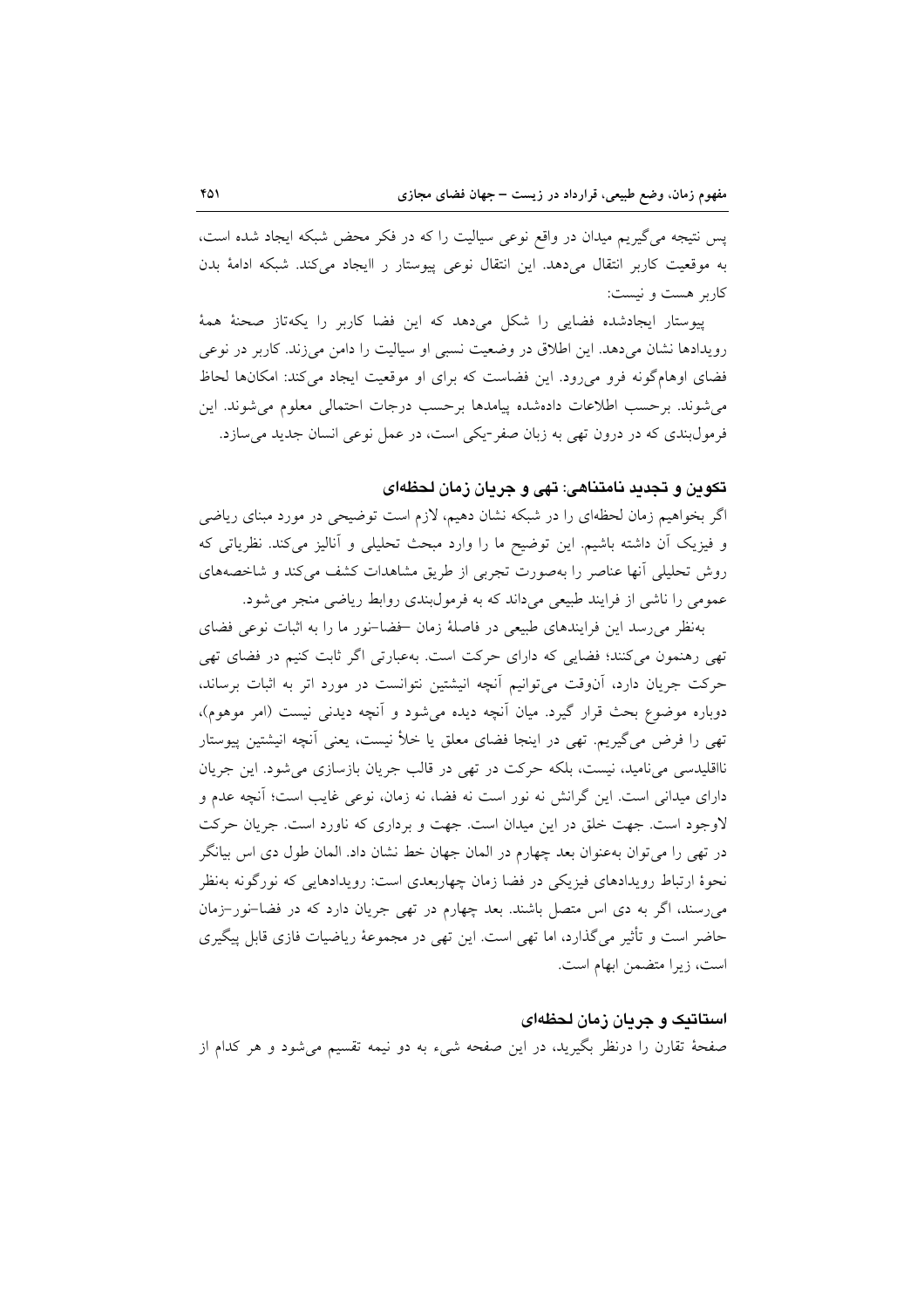پس نتیجه می‌گیریم میدان در واقع نوعی سیالیت را که در فکر محض شبکه ایجاد شده است، به موقعیت کاربر انتقال می‌دهد. این انتقال نوعی پیوستار ر اایجاد می‌کند. شبکه ادامهٔ بدن کاربر هست و نیست:

پیوستار ایجادشده فضایی را شکل می‌دهد که این فضا کاربر را یکه‌تاز صحنهٔ همهٔ رویدادها نشان می‌دهد. این اطلاق در وضعیت نسبی او سیالیت را دامن می‌زند. کاربر در نوعی فضای اوهام‌گونه فرو می‌رود. این فضاست که برای او موقعیت ایجاد می‌کند: امکان‌ها لحاظ می‌شوند. برحسب اطلاعات داده‌شده پیامدها برحسب درجات احتمالی معلوم می‌شوند. این فرمول‌بندی که در درون تهی به زبان صفر-یکی است، در عمل نوعی انسان جدید می‌سازد.

### تکوین و تجدید نامتناهی: تهی و جریان زمان لحظه‌ای

اگر بخواهیم زمان لحظه‌ای را در شبکه نشان دهیم، لازم است توضیحی در مورد مبنای ریاضی و فیزیک آن داشته باشیم. این توضیح ما را وارد مبحث تحلیلی و آنالیز می‌کند. نظریاتی که روش تحلیلی آنها عناصر را به‌صورت تجربی از طریق مشاهدات کشف می‌کند و شاخصه‌های عمومی را ناشی از فرایند طبیعی می‌داند که به فرمول‌بندی روابط ریاضی منجر می‌شود.

به‌نظر می‌رسد این فرایندهای طبیعی در فاصلهٔ زمان –فضا–نور ما را به اثبات نوعی فضای تهی رهنمون می‌کنند؛ فضایی که دارای حرکت است. به‌عبارتی اگر ثابت کنیم در فضای تهی حرکت جریان دارد، آن‌وقت می‌توانیم آنچه انیشتین نتوانست در مورد اتر به اثبات برساند، دوباره موضوع بحث قرار گیرد. میان آنچه دیده می‌شود و آنچه دیدنی نیست (امر موهوم)، تهی را فرض می‌گیریم. تهی در اینجا فضای معلق یا خلأ نیست، یعنی آنچه انیشتین پیوستار نااقلیدسی می‌نامید، نیست، بلکه حرکت در تهی در قالب جریان بازسازی می‌شود. این جریان دارای میدانی است. این گرانش نه نور است نه فضا، نه زمان، نوعی غایب است؛ آنچه عدم و لاوجود است. جهت خلق در این میدان است. جهت و برداری که ناورد است. جریان حرکت در تهی را می‌توان به‌عنوان بعد چهارم در المان جهان خط نشان داد. المان طول دی اس بیانگر نحوهٔ ارتباط رویدادهای فیزیکی در فضا زمان چهاربعدی است: رویدادهایی که نورگونه به‌نظر می‌رسند، اگر به دی اس متصل باشند. بعد چهارم در تهی جریان دارد که در فضا–نور–زمان حاضر است و تأثیر می‌گذارد، اما تهی است. این تهی در مجموعهٔ ریاضیات فازی قابل پیگیری است، زیرا متضمن ابهام است.

### استاتیک و جریان زمان لحظه‌ای

صفحهٔ تقارن را درنظر بگیرید، در این صفحه شیء به دو نیمه تقسیم می‌شود و هر کدام از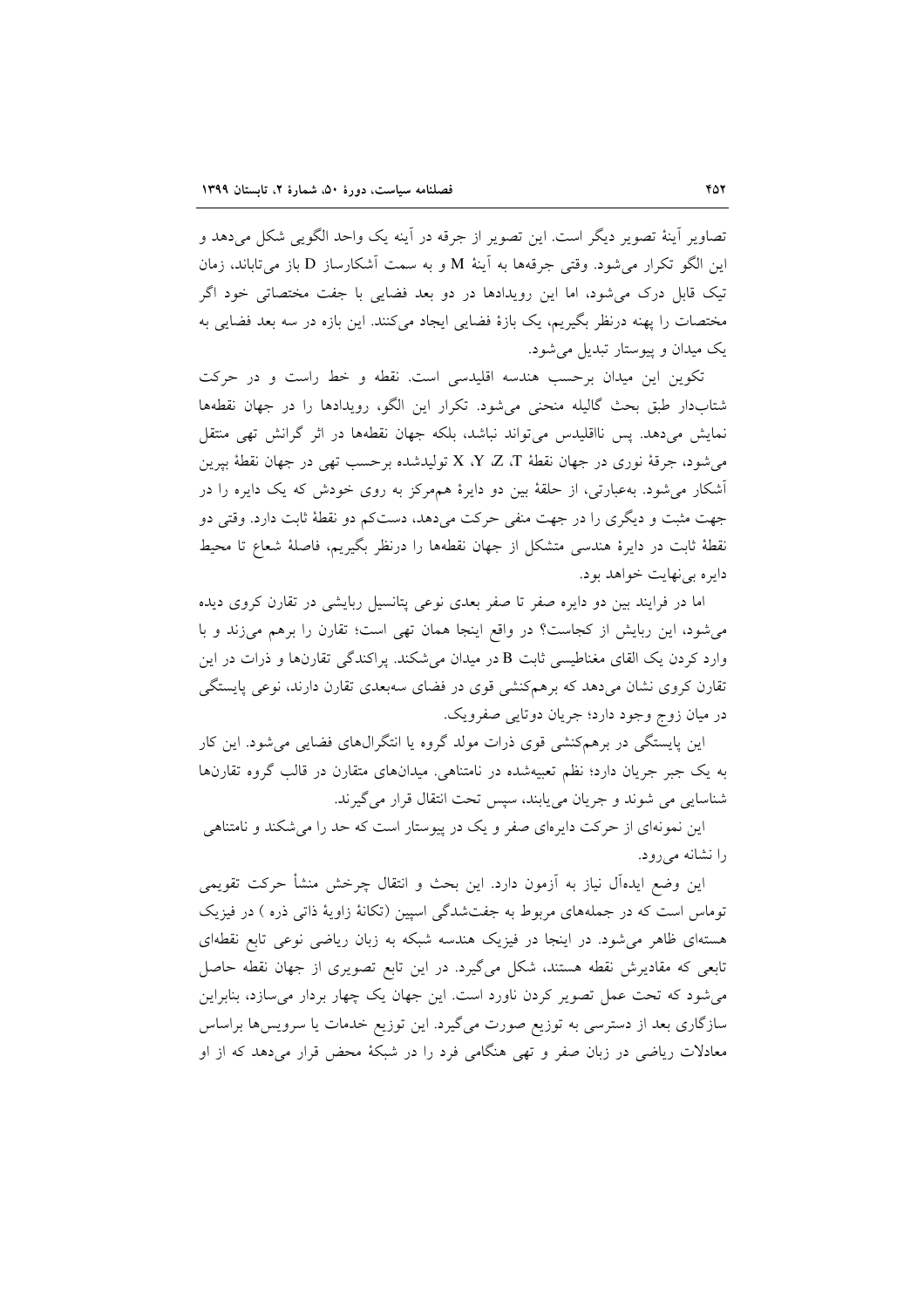تصاویر آینهٔ تصویر دیگر است. این تصویر از جرقه در آینه یک واحد الگویی شکل می‌دهد و این الگو تکرار می‌شود. وقتی جرقه‌ها به آینهٔ M و به سمت آشکارساز D باز می‌تاباند، زمان تیک قابل درک می‌شود، اما این رویدادها در دو بعد فضایی با جفت مختصاتی خود اگر مختصات را پهنه درنظر بگیریم، یک بازهٔ فضایی ایجاد می‌کنند. این بازه در سه بعد فضایی به یک میدان و پیوستار تبدیل می‌شود.

تکوین این میدان برحسب هندسه اقلیدسی است. نقطه و خط راست و در حرکت شتاب‌دار طبق بحث گالیله منحنی می‌شود. تکرار این الگو، رویدادها را در جهان نقطه‌ها نمایش می‌دهد. پس نااقلیدس می‌تواند نباشد، بلکه جهان نقطه‌ها در اثر گرانش تهی منتقل می‌شود، جرقهٔ نوری در جهان نقطهٔ X ،Y ،Z ،T تولیدشده برحسب تهی در جهان نقطهٔ بپرین آشکار می‌شود. به‌عبارتی، از حلقهٔ بین دو دایرهٔ هم‌مرکز به روی خودش که یک دایره را در جهت مثبت و دیگری را در جهت منفی حرکت می‌دهد، دست‌کم دو نقطهٔ ثابت دارد. وقتی دو نقطهٔ ثابت در دایرهٔ هندسی متشکل از جهان نقطه‌ها را درنظر بگیریم، فاصلهٔ شعاع تا محیط دایره بی‌نهایت خواهد بود.

اما در فرایند بین دو دایره صفر تا صفر بعدی نوعی پتانسیل ربایشی در تقارن کروی دیده می‌شود، این ربایش از کجاست؟ در واقع اینجا همان تهی است؛ تقارن را برهم می‌زند و با وارد کردن یک القای مغناطیسی ثابت B در میدان می‌شکند. پراکندگی تقارن‌ها و ذرات در این تقارن کروی نشان می‌دهد که برهم‌کنشی قوی در فضای سه‌بعدی تقارن دارند، نوعی پایستگی در میان زوج وجود دارد؛ جریان دوتایی صفرویک.

این پایستگی در برهم‌کنشی قوی ذرات مولد گروه یا انتگرال‌های فضایی می‌شود. این کار به یک جبر جریان دارد؛ نظم تعبیه‌شده در نامتناهی. میدان‌های متقارن در قالب گروه تقارن‌ها شناسایی می شوند و جریان می‌یابند، سپس تحت انتقال قرار می‌گیرند.

این نمونه‌ای از حرکت دایره‌ای صفر و یک در پیوستار است که حد را می‌شکند و نامتناهی را نشانه می‌رود.

این وضع ایده‌آل نیاز به آزمون دارد. این بحث و انتقال چرخش منشأ حرکت تقویمی توماس است که در جمله‌های مربوط به جفت‌شدگی اسپین (تکانهٔ زاویهٔ ذاتی ذره ) در فیزیک هسته‌ای ظاهر می‌شود. در اینجا در فیزیک هندسه شبکه به زبان ریاضی نوعی تابع نقطه‌ای تابعی که مقادیرش نقطه هستند، شکل می‌گیرد. در این تابع تصویری از جهان نقطه حاصل می‌شود که تحت عمل تصویر کردن ناورد است. این جهان یک چهار بردار می‌سازد، بنابراین سازگاری بعد از دسترسی به توزیع صورت می‌گیرد. این توزیع خدمات یا سرویس‌ها براساس معادلات ریاضی در زبان صفر و تهی هنگامی فرد را در شبکهٔ محض قرار می‌دهد که از او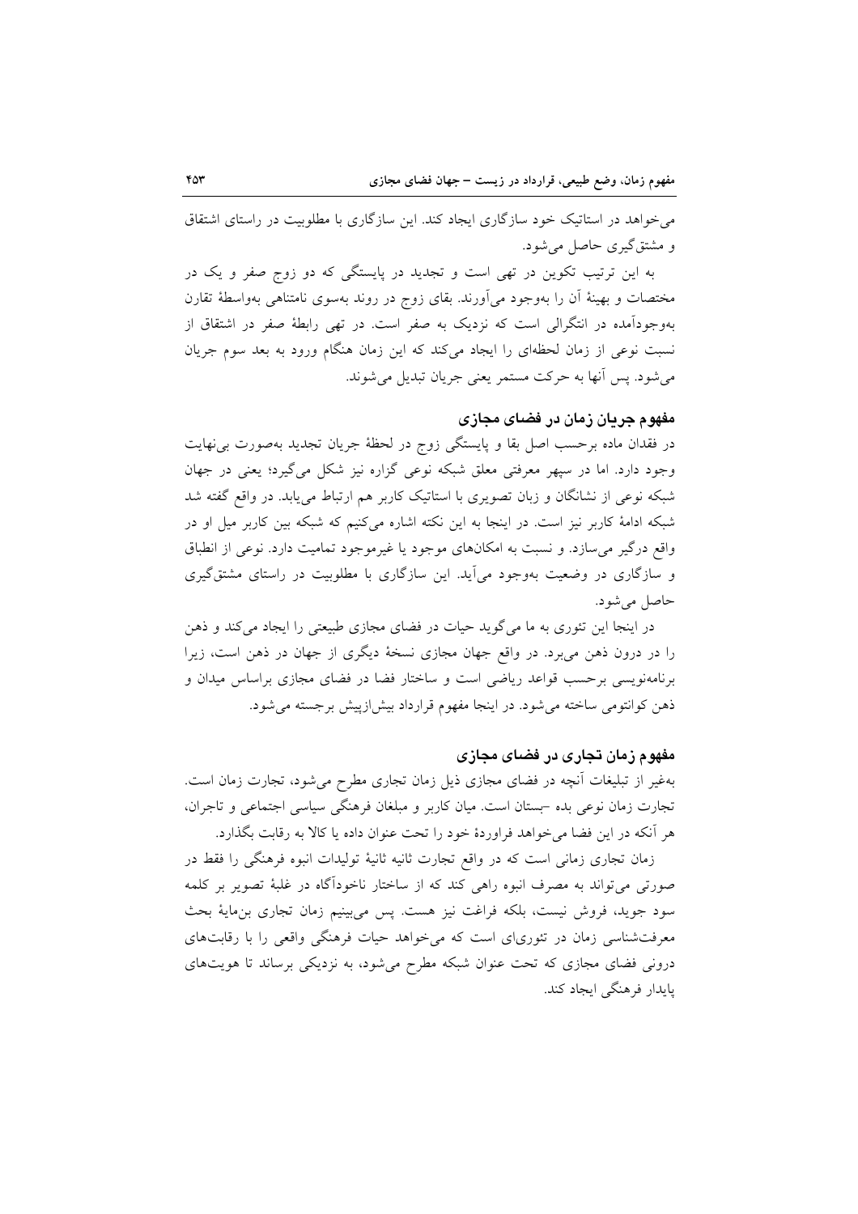می‌خواهد در استاتیک خود سازگاری ایجاد کند. این سازگاری با مطلوبیت در راستای اشتقاق و مشتق‌گیری حاصل می‌شود.

به این ترتیب تکوین در تهی است و تجدید در پایستگی که دو زوج صفر و یک در مختصات و بهینهٔ آن را به‌وجود می‌آورند. بقای زوج در روند به‌سوی نامتناهی به‌واسطهٔ تقارن به‌وجودآمده در انتگرالی است که نزدیک به صفر است. در تهی رابطهٔ صفر در اشتقاق از نسبت نوعی از زمان لحظه‌ای را ایجاد می‌کند که این زمان هنگام ورود به بعد سوم جریان می‌شود. پس آنها به حرکت مستمر یعنی جریان تبدیل می‌شوند.

## مفهوم جریان زمان در فضای مجازی

در فقدان ماده برحسب اصل بقا و پایستگی زوج در لحظهٔ جریان تجدید به‌صورت بی‌نهایت وجود دارد. اما در سپهر معرفتی معلق شبکه نوعی گزاره نیز شکل می‌گیرد؛ یعنی در جهان شبکه نوعی از نشانگان و زبان تصویری با استاتیک کاربر هم ارتباط می‌یابد. در واقع گفته شد شبکه ادامهٔ کاربر نیز است. در اینجا به این نکته اشاره می‌کنیم که شبکه بین کاربر میل او در واقع درگیر می‌سازد. و نسبت به امکان‌های موجود یا غیرموجود تمامیت دارد. نوعی از انطباق و سازگاری در وضعیت به‌وجود می‌آید. این سازگاری با مطلوبیت در راستای مشتق‌گیری حاصل می‌شود.

در اینجا این تئوری به ما می‌گوید حیات در فضای مجازی طبیعتی را ایجاد می‌کند و ذهن را در درون ذهن می‌برد. در واقع جهان مجازی نسخهٔ دیگری از جهان در ذهن است، زیرا برنامه‌نویسی برحسب قواعد ریاضی است و ساختار فضا در فضای مجازی براساس میدان و ذهن کوانتومی ساخته می‌شود. در اینجا مفهوم قرارداد بیش‌ازپیش برجسته می‌شود.

## مفهوم زمان تجاری در فضای مجازی

به‌غیر از تبلیغات آنچه در فضای مجازی ذیل زمان تجاری مطرح می‌شود، تجارت زمان است. تجارت زمان نوعی بده –بستان است. میان کاربر و مبلغان فرهنگی سیاسی اجتماعی و تاجران، هر آنکه در این فضا می‌خواهد فراوردهٔ خود را تحت عنوان داده یا کالا به رقابت بگذارد.

زمان تجاری زمانی است که در واقع تجارت ثانیه ثانیهٔ تولیدات انبوه فرهنگی را فقط در صورتی می‌تواند به مصرف انبوه راهی کند که از ساختار ناخودآگاه در غلبهٔ تصویر بر کلمه سود جوید، فروش نیست، بلکه فراغت نیز هست. پس می‌بینیم زمان تجاری بن‌مایهٔ بحث معرفت‌شناسی زمان در تئوری‌ای است که می‌خواهد حیات فرهنگی واقعی را با رقابت‌های درونی فضای مجازی که تحت عنوان شبکه مطرح می‌شود، به نزدیکی برساند تا هویت‌های پایدار فرهنگی ایجاد کند.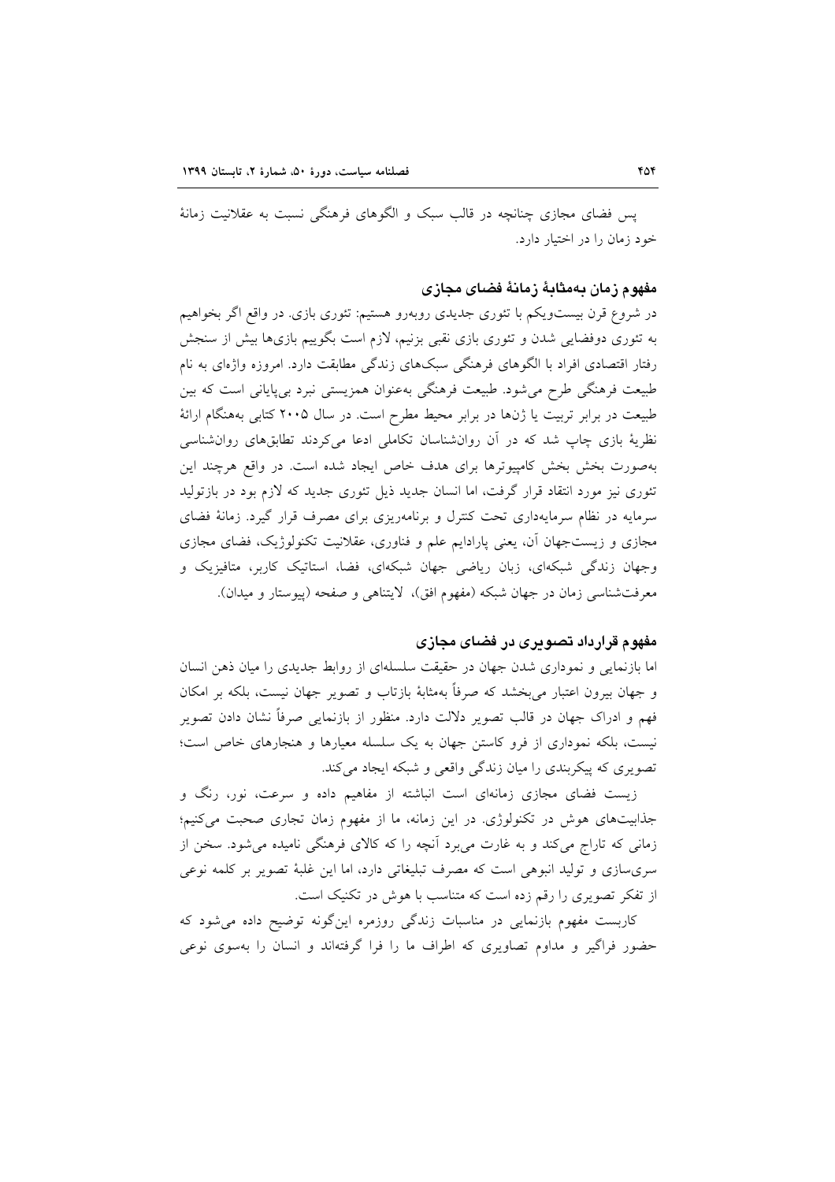پس فضای مجازی چنانچه در قالب سبک و الگوهای فرهنگی نسبت به عقلانیت زمانهٔ خود زمان را در اختیار دارد.

### مفهوم زمان به‌مثابهٔ زمانهٔ فضای مجازی

در شروع قرن بیست‌ویکم با تئوری جدیدی روبه‌رو هستیم: تئوری بازی. در واقع اگر بخواهیم به تئوری دوفضایی شدن و تئوری بازی نقبی بزنیم، لازم است بگوییم بازی‌ها بیش از سنجش رفتار اقتصادی افراد با الگوهای فرهنگی سبک‌های زندگی مطابقت دارد. امروزه واژه‌ای به نام طبیعت فرهنگی طرح می‌شود. طبیعت فرهنگی به‌عنوان همزیستی نبرد بی‌پایانی است که بین طبیعت در برابر تربیت یا ژن‌ها در برابر محیط مطرح است. در سال ۲۰۰۵ کتابی به‌هنگام ارائهٔ نظریهٔ بازی چاپ شد که در آن روان‌شناسان تکاملی ادعا می‌کردند تطابق‌های روان‌شناسی به‌صورت بخش بخش کامپیوترها برای هدف خاص ایجاد شده است. در واقع هرچند این تئوری نیز مورد انتقاد قرار گرفت، اما انسان جدید ذیل تئوری جدید که لازم بود در بازتولید سرمایه در نظام سرمایه‌داری تحت کنترل و برنامه‌ریزی برای مصرف قرار گیرد. زمانهٔ فضای مجازی و زیست‌جهان آن، یعنی پارادایم علم و فناوری، عقلانیت تکنولوژیک، فضای مجازی وجهان زندگی شبکه‌ای، زبان ریاضی جهان شبکه‌ای، فضا، استاتیک کاربر، متافیزیک و معرفت‌شناسی زمان در جهان شبکه (مفهوم افق)، لایتناهی و صفحه (پیوستار و میدان).

### مفهوم قرارداد تصویری در فضای مجازی

اما بازنمایی و نموداری شدن جهان در حقیقت سلسله‌ای از روابط جدیدی را میان ذهن انسان و جهان بیرون اعتبار می‌بخشد که صرفاً به‌مثابهٔ بازتاب و تصویر جهان نیست، بلکه بر امکان فهم و ادراک جهان در قالب تصویر دلالت دارد. منظور از بازنمایی صرفاً نشان دادن تصویر نیست، بلکه نموداری از فرو کاستن جهان به یک سلسله معیارها و هنجارهای خاص است؛ تصویری که پیکربندی را میان زندگی واقعی و شبکه ایجاد می‌کند.

زیست فضای مجازی زمانه‌ای است انباشته از مفاهیم داده و سرعت، نور، رنگ و جذابیت‌های هوش در تکنولوژی. در این زمانه، ما از مفهوم زمان تجاری صحبت می‌کنیم؛ زمانی که تاراج می‌کند و به غارت می‌برد آنچه را که کالای فرهنگی نامیده می‌شود. سخن از سری‌سازی و تولید انبوهی است که مصرف تبلیغاتی دارد، اما این غلبهٔ تصویر بر کلمه نوعی از تفکر تصویری را رقم زده است که متناسب با هوش در تکنیک است.

کاربست مفهوم بازنمایی در مناسبات زندگی روزمره این‌گونه توضیح داده می‌شود که حضور فراگیر و مداوم تصاویری که اطراف ما را فرا گرفته‌اند و انسان را به‌سوی نوعی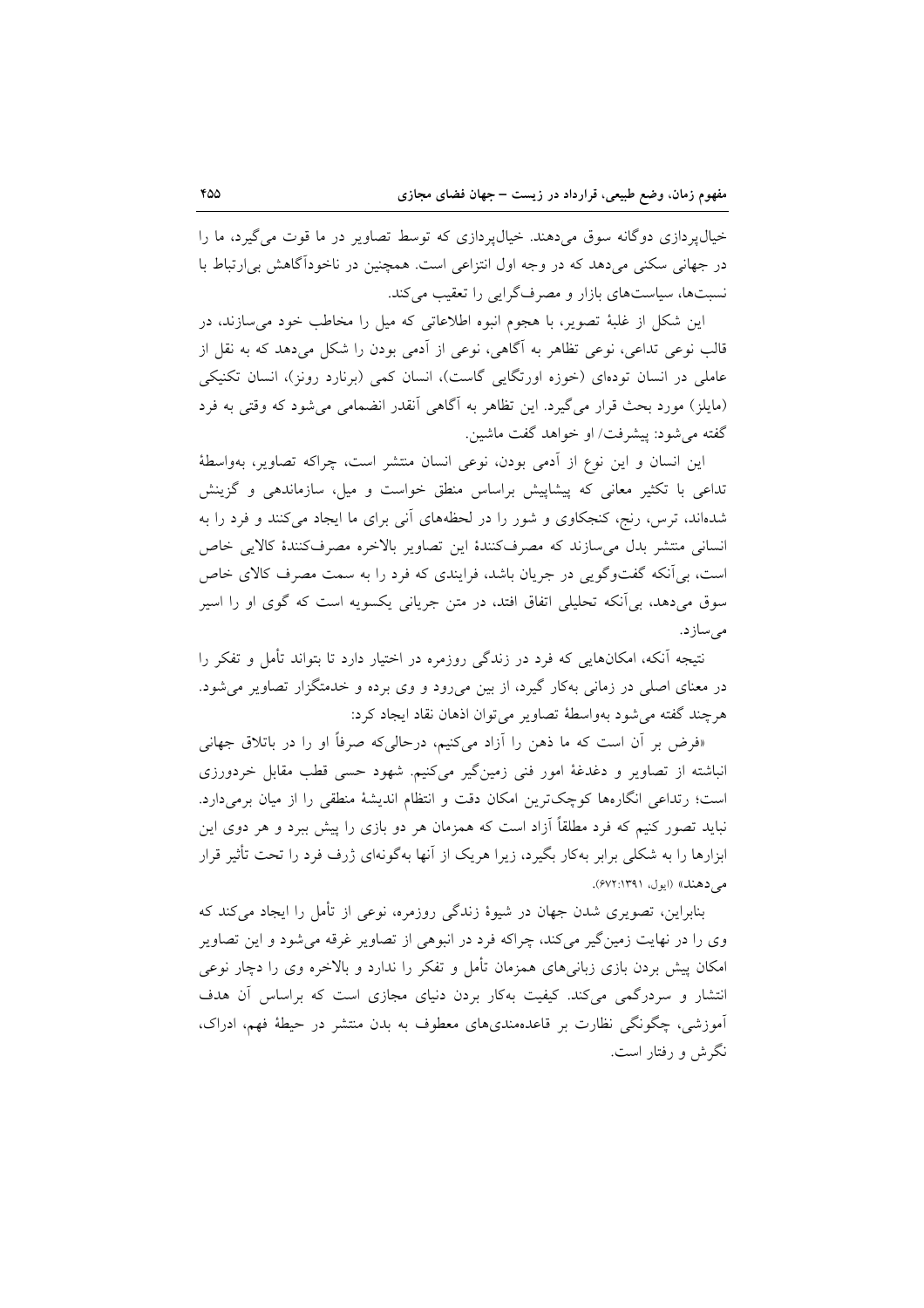خیال‌پردازی دوگانه سوق می‌دهند. خیال‌پردازی که توسط تصاویر در ما قوت می‌گیرد، ما را در جهانی سکنی می‌دهد که در وجه اول انتزاعی است. همچنین در ناخودآگاهش بی‌ارتباط با نسبت‌ها، سیاست‌های بازار و مصرف‌گرایی را تعقیب می‌کند.

این شکل از غلبهٔ تصویر، با هجوم انبوه اطلاعاتی که میل را مخاطب خود می‌سازند، در قالب نوعی تداعی، نوعی تظاهر به آگاهی، نوعی از آدمی بودن را شکل می‌دهد که به نقل از عاملی در انسان توده‌ای (خوزه اورتگایی گاست)، انسان کمی (برنارد رونز)، انسان تکنیکی (مایلز) مورد بحث قرار می‌گیرد. این تظاهر به آگاهی آنقدر انضمامی می‌شود که وقتی به فرد گفته می‌شود: پیشرفت/ او خواهد گفت ماشین.

این انسان و این نوع از آدمی بودن، نوعی انسان منتشر است، چراکه تصاویر، به‌واسطهٔ تداعی با تکثیر معانی که پیشاپیش براساس منطق خواست و میل، سازماندهی و گزینش شده‌اند، ترس، رنج، کنجکاوی و شور را در لحظه‌های آنی برای ما ایجاد می‌کنند و فرد را به انسانی منتشر بدل می‌سازند که مصرف‌کنندهٔ این تصاویر بالاخره مصرف‌کنندهٔ کالایی خاص است، بی‌آنکه گفت‌وگویی در جریان باشد، فرایندی که فرد را به سمت مصرف کالای خاص سوق می‌دهد، بی‌آنکه تحلیلی اتفاق افتد، در متن جریانی یکسویه است که گوی او را اسیر می‌سازد.

نتیجه آنکه، امکان‌هایی که فرد در زندگی روزمره در اختیار دارد تا بتواند تأمل و تفکر را در معنای اصلی در زمانی به‌کار گیرد، از بین می‌رود و وی برده و خدمتگزار تصاویر می‌شود. هرچند گفته می‌شود به‌واسطهٔ تصاویر می‌توان اذهان نقاد ایجاد کرد:

«فرض بر آن است که ما ذهن را آزاد می‌کنیم، درحالی‌که صرفاً او را در باتلاق جهانی انباشته از تصاویر و دغدغهٔ امور فنی زمین‌گیر می‌کنیم. شهود حسی قطب مقابل خردورزی است؛ رتداعی انگاره‌ها کوچک‌ترین امکان دقت و انتظام اندیشهٔ منطقی را از میان برمی‌دارد. نباید تصور کنیم که فرد مطلقاً آزاد است که همزمان هر دو بازی را پیش ببرد و هر دوی این ابزارها را به شکلی برابر به‌کار بگیرد، زیرا هریک از آنها به‌گونه‌ای ژرف فرد را تحت تأثیر قرار می‌دهند» (ایول، ۱۳۹۱:۶۷۲).

بنابراین، تصویری شدن جهان در شیوهٔ زندگی روزمره، نوعی از تأمل را ایجاد می‌کند که وی را در نهایت زمین‌گیر می‌کند، چراکه فرد در انبوهی از تصاویر غرقه می‌شود و این تصاویر امکان پیش بردن بازی زبانی‌های همزمان تأمل و تفکر را ندارد و بالاخره وی را دچار نوعی انتشار و سردرگمی می‌کند. کیفیت به‌کار بردن دنیای مجازی است که براساس آن هدف آموزشی، چگونگی نظارت بر قاعده‌مندی‌های معطوف به بدن منتشر در حیطهٔ فهم، ادراک، نگرش و رفتار است.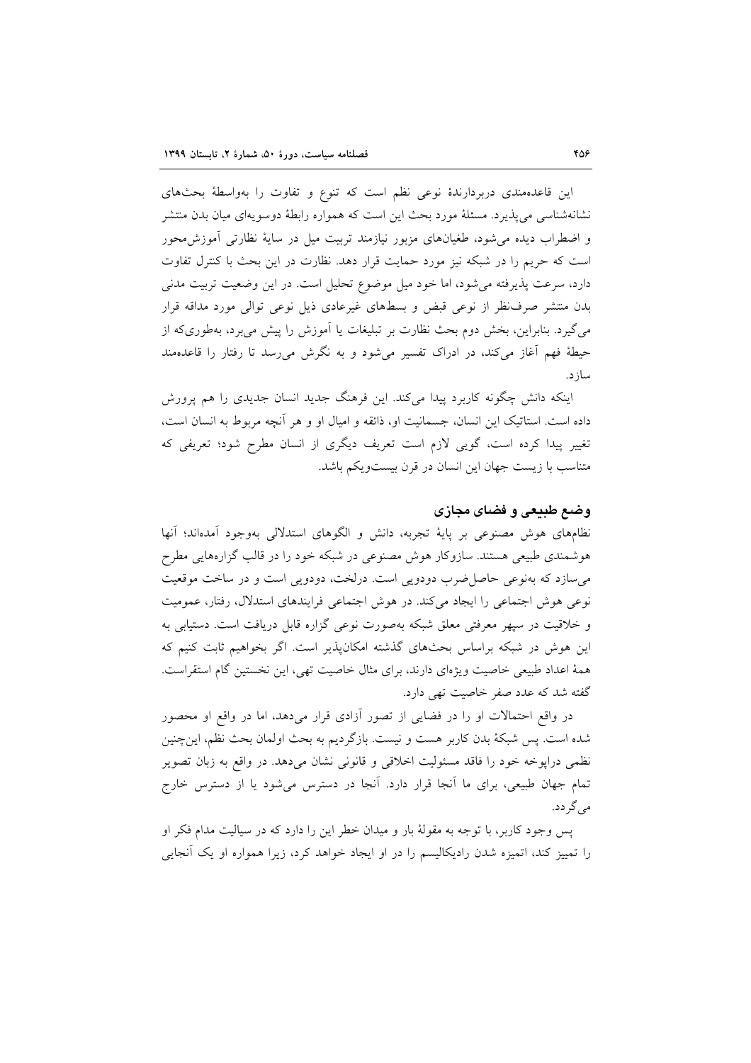این قاعده‌مندی دربردارندۀ نوعی نظم است که تنوع و تفاوت را به‌واسطۀ بحث‌های نشانه‌شناسی می‌پذیرد. مسئلۀ مورد بحث این است که همواره رابطۀ دوسویه‌ای میان بدن منتشر و اضطراب دیده می‌شود، طغیان‌های مزبور نیازمند تربیت میل در سایۀ نظارتی آموزش‌محور است که حریم را در شبکه نیز مورد حمایت قرار دهد. نظارت در این بحث با کنترل تفاوت دارد، سرعت پذیرفته می‌شود، اما خود میل موضوع تحلیل است. در این وضعیت تربیت مدنی بدن منتشر صرف‌نظر از نوعی قبض و بسط‌های غیرعادی ذیل نوعی توالی مورد مداقه قرار می‌گیرد. بنابراین، بخش دوم بحث نظارت بر تبلیغات یا آموزش را از پیش می‌برد، به‌طوری‌که از حیطۀ فهم آغاز می‌کند، در ادراک تفسیر می‌شود و به نگرش می‌رسد تا رفتار را قاعده‌مند سازد.

اینکه دانش چگونه کاربرد پیدا می‌کند. این فرهنگ جدید انسان جدیدی را هم پرورش داده است. استاتیک این انسان، جسمانیت او، ذائقه و امیال او و هر آنچه مربوط به انسان است، تغییر پیدا کرده است، گویی لازم است تعریف دیگری از انسان مطرح شود؛ تعریفی که متناسب با زیست جهان این انسان در قرن بیست‌ویکم باشد.

## وضع طبیعی و فضای مجازی

نظام‌های هوش مصنوعی بر پایۀ تجربه، دانش و الگوهای استدلالی به‌وجود آمده‌اند؛ آنها هوشمندی طبیعی هستند. سازوکار هوش مصنوعی در شبکه خود را در قالب گزاره‌هایی مطرح می‌سازد که به‌نوعی حاصل‌ضرب دودویی است. درلخت، دودویی است و در ساخت موقعیت نوعی هوش اجتماعی را ایجاد می‌کند. در هوش اجتماعی فرایندهای استدلال، رفتار، عمومیت و خلاقیت در سپهر معرفتی معلق شبکه به‌صورت نوعی گزاره قابل دریافت است. دستیابی به این هوش در شبکه براساس بحث‌های گذشته امکان‌پذیر است. اگر بخواهیم ثابت کنیم که همۀ اعداد طبیعی خاصیت ویژه‌ای دارند، برای مثال خاصیت تهی، این نخستین گام استقراست. گفته شد که عدد صفر خاصیت تهی دارد.

در واقع احتمالات او را در فضایی از تصور آزادی قرار می‌دهد، اما در واقع او محصور شده است. پس شبکۀ بدن کاربر هست و نیست. بازگردیم به بحث اولمان بحث نظم، این‌چنین نظمی دراپوخه خود را فاقد مسئولیت اخلاقی و قانونی نشان می‌دهد. در واقع به زبان تصویر تمام جهان طبیعی، برای ما آنجا قرار دارد. آنجا در دسترس می‌شود یا از دسترس خارج می‌گردد.

پس وجود کاربر، با توجه به مقولۀ بار و میدان خطر این را دارد که در سیالیت مدام فکر او را تمییز کند، اتمیزه شدن رادیکالیسم را در او ایجاد خواهد کرد، زیرا همواره او یک آنجایی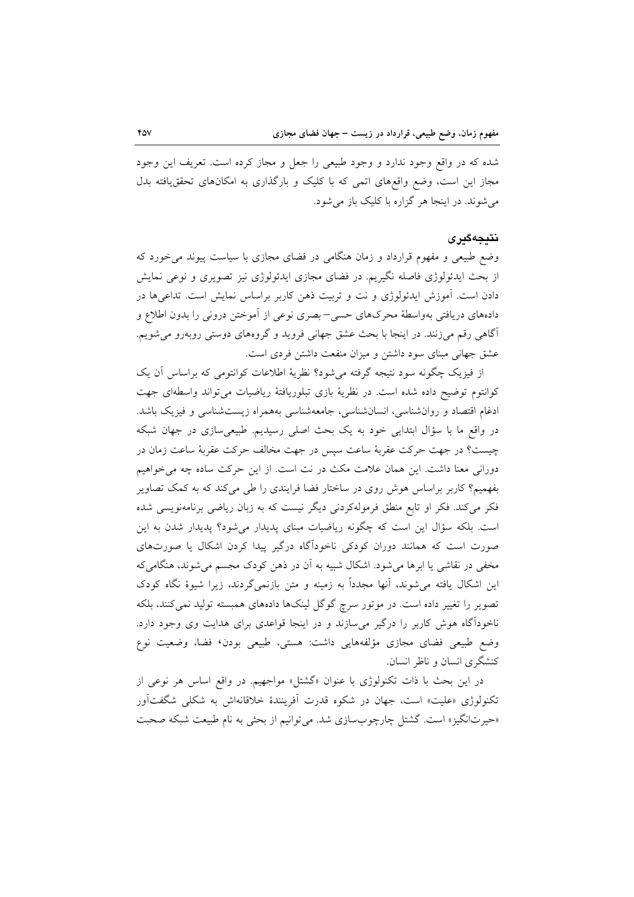شده که در واقع وجود ندارد و وجود طبیعی را جعل و مجاز کرده است. تعریف این وجود مجاز این است، وضع واقع‌های اتمی که با کلیک و بارگذاری به امکان‌های تحقق‌یافته بدل می‌شوند. در اینجا هر گزاره با کلیک باز می‌شود.

## نتیجه‌گیری

وضع طبیعی و مفهوم قرارداد و زمان هنگامی در فضای مجازی با سیاست پیوند می‌خورد که از بحث ایدئولوژی فاصله نگیریم. در فضای مجازی ایدئولوژی نیز تصویری و نوعی نمایش دادن است. آموزش ایدئولوژی و نت و تربیت ذهن کاربر براساس نمایش است. تداعی‌ها در داده‌های دریافتی به‌واسطهٔ محرک‌های حسی–بصری نوعی از آموختن درونی را بدون اطلاع و آگاهی رقم می‌زنند. در اینجا با بحث عشق جهانی فروید و گروه‌های دوستی روبه‌رو می‌شویم. عشق جهانی مبنای سود داشتن و میزان منفعت داشتن فردی است.

از فیزیک چگونه سود نتیجه گرفته می‌شود؟ نظریهٔ اطلاعات کوانتومی که براساس آن یک کوانتوم توضیح داده شده است. در نظریهٔ بازی تبلوریافتهٔ ریاضیات می‌تواند واسطه‌ای جهت ادغام اقتصاد و روان‌شناسی، انسان‌شناسی، جامعه‌شناسی به‌همراه زیست‌شناسی و فیزیک باشد. در واقع ما با سؤال ابتدایی خود به یک بحث اصلی رسیدیم. طبیعی‌سازی در جهان شبکه چیست؟ در جهت حرکت عقربهٔ ساعت سپس در جهت مخالف حرکت عقربهٔ ساعت زمان در دورانی معنا داشت. این همان علامت مکث در نت است. از این حرکت ساده چه می‌خواهیم بفهمیم؟ کاربر براساس هوش روی در ساختار فضا فرایندی را طی می‌کند که به کمک تصاویر فکر می‌کند. فکر او تابع منطق فرموله‌کردنی دیگر نیست که به زبان ریاضی برنامه‌نویسی شده است. بلکه سؤال این است که چگونه ریاضیات مبنای پدیدار می‌شود؟ پدیدار شدن به این صورت است که همانند دوران کودکی ناخودآگاه درگیر پیدا کردن اشکال یا صورت‌های مخفی در نقاشی یا ابرها می‌شود. اشکال شبیه به آن در ذهن کودک مجسم می‌شوند، هنگامی‌که این اشکال یافته می‌شوند، آنها مجدداً به زمینه و متن بازنمی‌گردند، زیرا شیوهٔ نگاه کودک تصویر را تغییر داده است. در موتور سرچ گوگل لینک‌ها داده‌های همبسته تولید نمی‌کنند، بلکه ناخودآگاه هوش کاربر را درگیر می‌سازند و در اینجا قواعدی برای هدایت وی وجود دارد. وضع طبیعی فضای مجازی مؤلفه‌هایی داشت: هستی، طبیعی بودن، فضا، وضعیت نوع کنشگری انسان و ناظر انسان.

در این بحث با ذات تکنولوژی با عنوان «گشتل» مواجهیم. در واقع اساس هر نوعی از تکنولوژی «علیت» است، جهان در شکوه قدرت آفرینندهٔ خلاقانه‌اش به شکلی شگفت‌آور «حیرت‌انگیز» است. گشتل چارچوب‌سازی شد. می‌توانیم از بحثی به نام طبیعت شبکه صحبت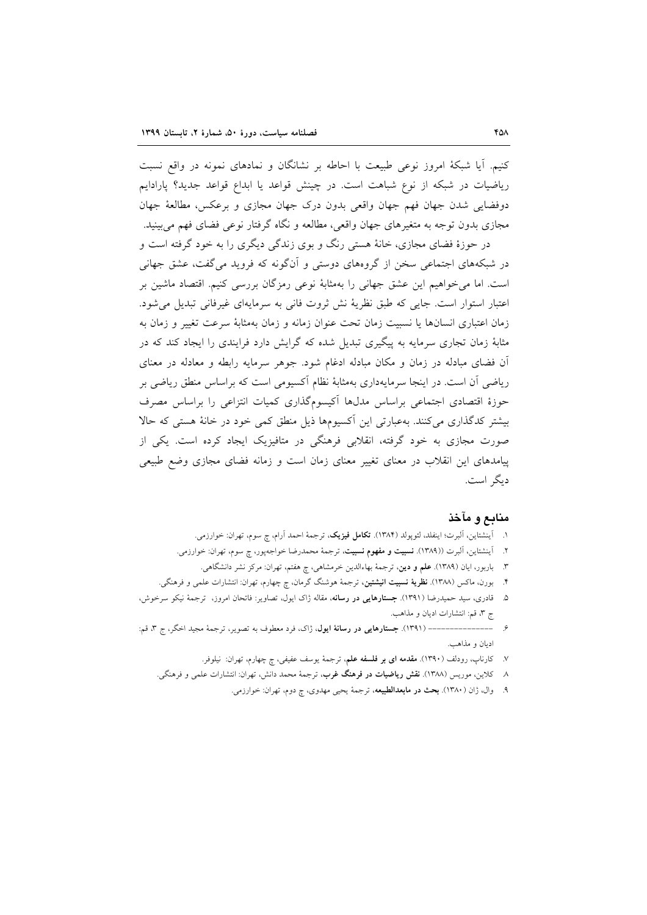کنیم. آیا شبکهٔ امروز نوعی طبیعت با احاطه بر نشانگان و نمادهای نمونه در واقع نسبت ریاضیات در شبکه از نوع شباهت است. در چینش قواعد یا ابداع قواعد جدید؟ پارادایم دوفضایی شدن جهان فهم جهان واقعی بدون درک جهان مجازی و برعکس، مطالعهٔ جهان مجازی بدون توجه به متغیرهای جهان واقعی، مطالعه و نگاه گرفتار نوعی فضای فهم می‌بینید.

در حوزهٔ فضای مجازی، خانهٔ هستی رنگ و بوی زندگی دیگری را به خود گرفته است و در شبکه‌های اجتماعی سخن از گروه‌های دوستی و آن‌گونه که فروید می‌گفت، عشق جهانی است. اما می‌خواهیم این عشق جهانی را به‌مثابهٔ نوعی رمزگان بررسی کنیم. اقتصاد ماشین بر اعتبار استوار است. جایی که طبق نظریهٔ نش ثروت فانی به سرمایه‌ای غیرفانی تبدیل می‌شود. زمان اعتباری انسان‌ها یا نسبیت زمان تحت عنوان زمانه و زمان به‌مثابهٔ سرعت تغییر و زمان به مثابهٔ زمان تجاری سرمایه به پیگیری تبدیل شده که گرایش دارد فرایندی را ایجاد کند که در آن فضای مبادله در زمان و مکان مبادله ادغام شود. جوهر سرمایه رابطه و معادله در معنای ریاضی آن است. در اینجا سرمایه‌داری به‌مثابهٔ نظام آکسیومی است که براساس منطق ریاضی بر حوزهٔ اقتصادی اجتماعی براساس مدل‌ها آکیسوم‌گذاری کمیات انتزاعی را براساس مصرف بیشتر کدگذاری می‌کنند. به‌عبارتی این آکسیوم‌ها ذیل منطق کمی خود در خانهٔ هستی که حالا صورت مجازی به خود گرفته، انقلابی فرهنگی در متافیزیک ایجاد کرده است. یکی از پیامدهای این انقلاب در معنای تغییر معنای زمان است و زمانه فضای مجازی وضع طبیعی دیگر است.

## منابع و مآخذ

۱. اینشتاین، آلبرت؛ اینفلد، لئوپولد (۱۳۸۴). **تکامل فیزیک**، ترجمهٔ احمد آرام، چ سوم، تهران: خوارزمی.

۲. اینشتاین، آلبرت ((۱۳۸۹). **نسبیت و مفهوم نسبیت**، ترجمهٔ محمدرضا خواجه‌پور، چ سوم، تهران: خوارزمی.

۳. باربور، ایان (۱۳۸۹). **علم و دین**، ترجمهٔ بهاءالدین خرمشاهی، چ هفتم، تهران: مرکز نشر دانشگاهی.

۴. بورن، ماکس (۱۳۸۸). **نظریهٔ نسبیت انیشتین**، ترجمهٔ هوشنگ گرمان، چ چهارم، تهران: انتشارات علمی و فرهنگی.

۵. قادری، سید حمیدرضا (۱۳۹۱). **جستارهایی در رسانه**، مقاله ژاک ایول، تصاویر: فاتحان امروز، ترجمهٔ نیکو سرخوش، ج ۳، قم: انتشارات ادیان و مذاهب.

۶. -------------- (۱۳۹۱). **جستارهایی در رسانهٔ ایول**، ژاک، فرد معطوف به تصویر، ترجمهٔ مجید اخگر، ج ۳، قم: ادیان و مذاهب.

۷. کارناپ، رودلف (۱۳۹۰). **مقدمه ای بر فلسفه علم**، ترجمهٔ یوسف عفیفی، چ چهارم، تهران: نیلوفر.

۸. کلاین، موریس (۱۳۸۸). **نقش ریاضیات در فرهنگ غرب**، ترجمهٔ محمد دانش، تهران: انتشارات علمی و فرهنگی.

۹. وال، ژان (۱۳۸۰). **بحث در مابعدالطبیعه**، ترجمهٔ یحیی مهدوی، چ دوم، تهران: خوارزمی.